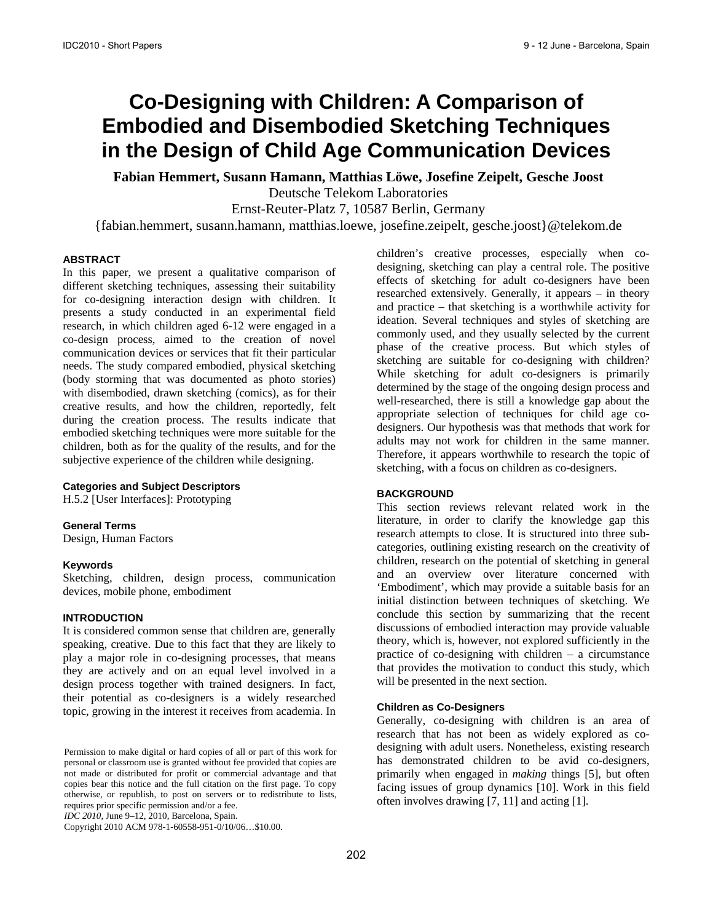# Co-Designing with Children: A Comparison of Embodied and Disembodied Sketching Techniques in the Design of Child Age Communication Devices

**Fabian Hemmert, Susann Hamann, Matthias Löwe, Josefine Zeipelt, Gesche Joost**

Deutsche Telekom Laboratories

Ernst-Reuter-Platz 7, 10587 Berlin, Germany

{fabian.hemmert, susann.hamann, matthias.loewe, josefine.zeipelt, gesche.joost}@telekom.de

## ABSTRACT

In this paper, we present a qualitative comparison of different sketching techniques, assessing their suitability for co-designing interaction design with children. It presents a study conducted in an experimental field research, in which children aged 6-12 were engaged in a co-design process, aimed to the creation of novel communication devices or services that fit their particular needs. The study compared embodied, physical sketching (body storming that was documented as photo stories) with disembodied, drawn sketching (comics), as for their creative results, and how the children, reportedly, felt during the creation process. The results indicate that embodied sketching techniques were more suitable for the children, both as for the quality of the results, and for the subjective experience of the children while designing.

### Categories and Subject Descriptors

H.5.2 [User Interfaces]: Prototyping

### General Terms

Design, Human Factors

### Keywords

Sketching, children, design process, communication devices, mobile phone, embodiment

## INTRODUCTION

It is considered common sense that children are, generally speaking, creative. Due to this fact that they are likely to play a major role in co-designing processes, that means they are actively and on an equal level involved in a design process together with trained designers. In fact, their potential as co-designers is a widely researched topic, growing in the interest it receives from academia. In children's creative processes, especially when co-designing, sketching can play a central role. The positive effects of sketching for adult co-designers have been researched extensively. Generally, it appears – in theory and practice – that sketching is a worthwhile activity for ideation. Several techniques and styles of sketching are commonly used, and they usually selected by the current phase of the creative process. But which styles of sketching are suitable for co-designing with children? While sketching for adult co-designers is primarily determined by the stage of the ongoing design process and well-researched, there is still a knowledge gap about the appropriate selection of techniques for child age co-designers. Our hypothesis was that methods that work for adults may not work for children in the same manner. Therefore, it appears worthwhile to research the topic of sketching, with a focus on children as co-designers.

Permission to make digital or hard copies of all or part of this work for personal or classroom use is granted without fee provided that copies are not made or distributed for profit or commercial advantage and that copies bear this notice and the full citation on the first page. To copy otherwise, or republish, to post on servers or to redistribute to lists, requires prior specific permission and/or a fee.

*IDC 2010*, June 9–12, 2010, Barcelona, Spain.

Copyright 2010 ACM 978-1-60558-951-0/10/06…$10.00.

## BACKGROUND

This section reviews relevant related work in the literature, in order to clarify the knowledge gap this research attempts to close. It is structured into three sub-categories, outlining existing research on the creativity of children, research on the potential of sketching in general and an overview over literature concerned with 'Embodiment', which may provide a suitable basis for an initial distinction between techniques of sketching. We conclude this section by summarizing that the recent discussions of embodied interaction may provide valuable theory, which is, however, not explored sufficiently in the practice of co-designing with children – a circumstance that provides the motivation to conduct this study, which will be presented in the next section.

### Children as Co-Designers

Generally, co-designing with children is an area of research that has not been as widely explored as co-designing with adult users. Nonetheless, existing research has demonstrated children to be avid co-designers, primarily when engaged in *making* things [5], but often facing issues of group dynamics [10]. Work in this field often involves drawing [7, 11] and acting [1].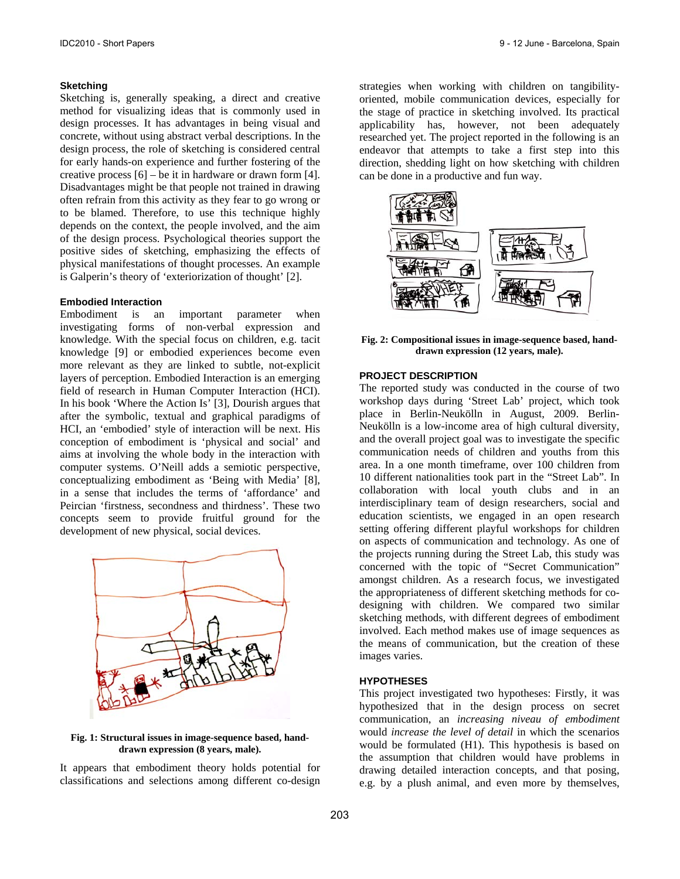### Sketching

Sketching is, generally speaking, a direct and creative method for visualizing ideas that is commonly used in design processes. It has advantages in being visual and concrete, without using abstract verbal descriptions. In the design process, the role of sketching is considered central for early hands-on experience and further fostering of the creative process [6] – be it in hardware or drawn form [4]. Disadvantages might be that people not trained in drawing often refrain from this activity as they fear to go wrong or to be blamed. Therefore, to use this technique highly depends on the context, the people involved, and the aim of the design process. Psychological theories support the positive sides of sketching, emphasizing the effects of physical manifestations of thought processes. An example is Galperin's theory of 'exteriorization of thought' [2].

### Embodied Interaction

Embodiment is an important parameter when investigating forms of non-verbal expression and knowledge. With the special focus on children, e.g. tacit knowledge [9] or embodied experiences become even more relevant as they are linked to subtle, not-explicit layers of perception. Embodied Interaction is an emerging field of research in Human Computer Interaction (HCI). In his book 'Where the Action Is' [3], Dourish argues that after the symbolic, textual and graphical paradigms of HCI, an 'embodied' style of interaction will be next. His conception of embodiment is 'physical and social' and aims at involving the whole body in the interaction with computer systems. O'Neill adds a semiotic perspective, conceptualizing embodiment as 'Being with Media' [8], in a sense that includes the terms of 'affordance' and Peircian 'firstness, secondness and thirdness'. These two concepts seem to provide fruitful ground for the development of new physical, social devices.

**Fig. 1: Structural issues in image-sequence based, hand-drawn expression (8 years, male).**

It appears that embodiment theory holds potential for classifications and selections among different co-design strategies when working with children on tangibility-oriented, mobile communication devices, especially for the stage of practice in sketching involved. Its practical applicability has, however, not been adequately researched yet. The project reported in the following is an endeavor that attempts to take a first step into this direction, shedding light on how sketching with children can be done in a productive and fun way.

**Fig. 2: Compositional issues in image-sequence based, hand-drawn expression (12 years, male).**

## PROJECT DESCRIPTION

The reported study was conducted in the course of two workshop days during 'Street Lab' project, which took place in Berlin-Neukölln in August, 2009. Berlin-Neukölln is a low-income area of high cultural diversity, and the overall project goal was to investigate the specific communication needs of children and youths from this area. In a one month timeframe, over 100 children from 10 different nationalities took part in the "Street Lab". In collaboration with local youth clubs and in an interdisciplinary team of design researchers, social and education scientists, we engaged in an open research setting offering different playful workshops for children on aspects of communication and technology. As one of the projects running during the Street Lab, this study was concerned with the topic of "Secret Communication" amongst children. As a research focus, we investigated the appropriateness of different sketching methods for co-designing with children. We compared two similar sketching methods, with different degrees of embodiment involved. Each method makes use of image sequences as the means of communication, but the creation of these images varies.

## HYPOTHESES

This project investigated two hypotheses: Firstly, it was hypothesized that in the design process on secret communication, an *increasing niveau of embodiment* would *increase the level of detail* in which the scenarios would be formulated (H1). This hypothesis is based on the assumption that children would have problems in drawing detailed interaction concepts, and that posing, e.g. by a plush animal, and even more by themselves,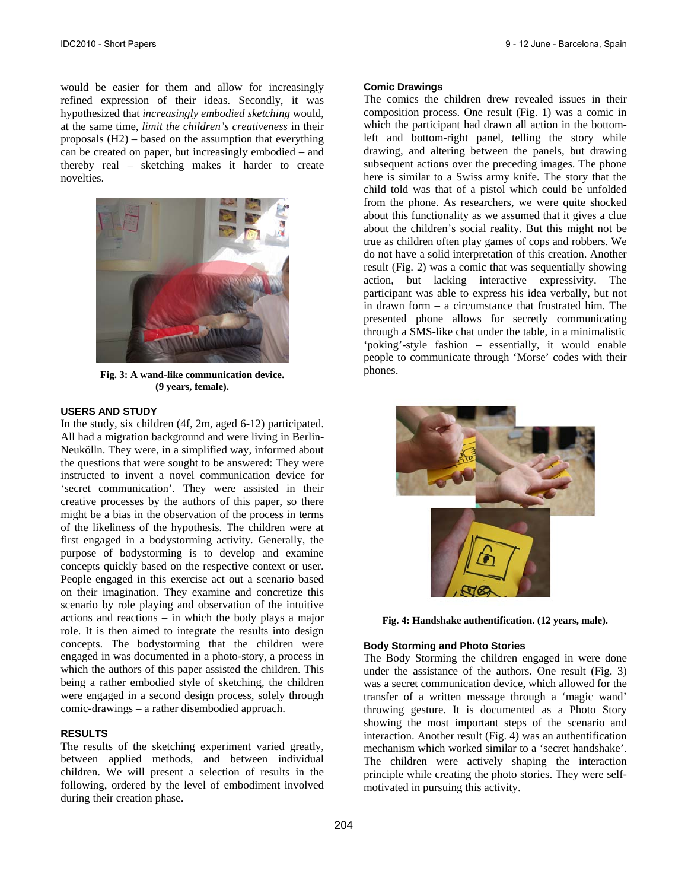would be easier for them and allow for increasingly refined expression of their ideas. Secondly, it was hypothesized that *increasingly embodied sketching* would, at the same time, *limit the children's creativeness* in their proposals (H2) – based on the assumption that everything can be created on paper, but increasingly embodied – and thereby real – sketching makes it harder to create novelties.

**Fig. 3: A wand-like communication device. (9 years, female).**

### USERS AND STUDY

In the study, six children (4f, 2m, aged 6-12) participated. All had a migration background and were living in Berlin-Neukölln. They were, in a simplified way, informed about the questions that were sought to be answered: They were instructed to invent a novel communication device for 'secret communication'. They were assisted in their creative processes by the authors of this paper, so there might be a bias in the observation of the process in terms of the likeliness of the hypothesis. The children were at first engaged in a bodystorming activity. Generally, the purpose of bodystorming is to develop and examine concepts quickly based on the respective context or user. People engaged in this exercise act out a scenario based on their imagination. They examine and concretize this scenario by role playing and observation of the intuitive actions and reactions – in which the body plays a major role. It is then aimed to integrate the results into design concepts. The bodystorming that the children were engaged in was documented in a photo-story, a process in which the authors of this paper assisted the children. This being a rather embodied style of sketching, the children were engaged in a second design process, solely through comic-drawings – a rather disembodied approach.

### RESULTS

The results of the sketching experiment varied greatly, between applied methods, and between individual children. We will present a selection of results in the following, ordered by the level of embodiment involved during their creation phase.

#### Comic Drawings

The comics the children drew revealed issues in their composition process. One result (Fig. 1) was a comic in which the participant had drawn all action in the bottom-left and bottom-right panel, telling the story while drawing, and altering between the panels, but drawing subsequent actions over the preceding images. The phone here is similar to a Swiss army knife. The story that the child told was that of a pistol which could be unfolded from the phone. As researchers, we were quite shocked about this functionality as we assumed that it gives a clue about the children's social reality. But this might not be true as children often play games of cops and robbers. We do not have a solid interpretation of this creation. Another result (Fig. 2) was a comic that was sequentially showing action, but lacking interactive expressivity. The participant was able to express his idea verbally, but not in drawn form – a circumstance that frustrated him. The presented phone allows for secretly communicating through a SMS-like chat under the table, in a minimalistic 'poking'-style fashion – essentially, it would enable people to communicate through 'Morse' codes with their phones.

**Fig. 4: Handshake authentification. (12 years, male).**

#### Body Storming and Photo Stories

The Body Storming the children engaged in were done under the assistance of the authors. One result (Fig. 3) was a secret communication device, which allowed for the transfer of a written message through a 'magic wand' throwing gesture. It is documented as a Photo Story showing the most important steps of the scenario and interaction. Another result (Fig. 4) was an authentification mechanism which worked similar to a 'secret handshake'. The children were actively shaping the interaction principle while creating the photo stories. They were self-motivated in pursuing this activity.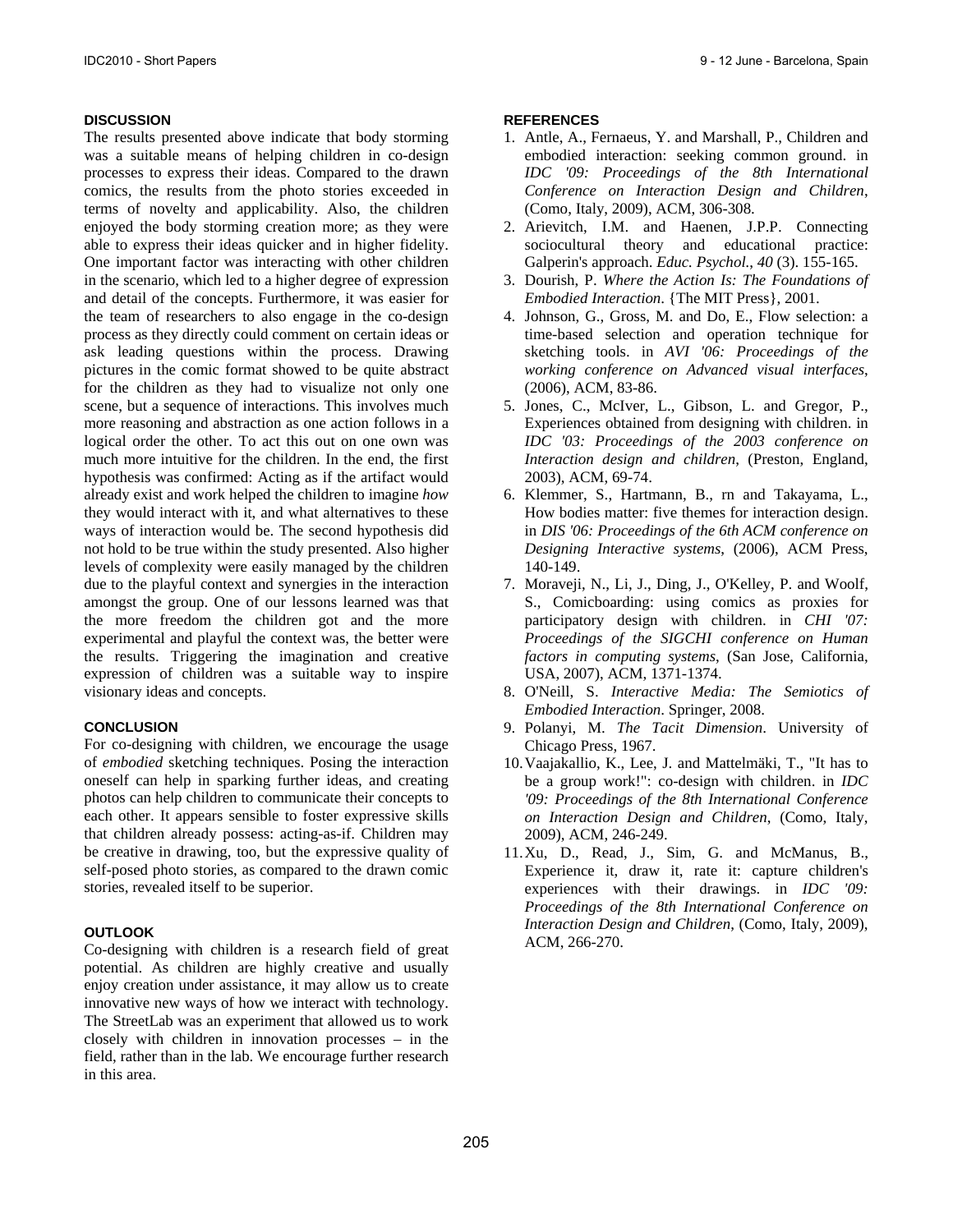## DISCUSSION

The results presented above indicate that body storming was a suitable means of helping children in co-design processes to express their ideas. Compared to the drawn comics, the results from the photo stories exceeded in terms of novelty and applicability. Also, the children enjoyed the body storming creation more; as they were able to express their ideas quicker and in higher fidelity. One important factor was interacting with other children in the scenario, which led to a higher degree of expression and detail of the concepts. Furthermore, it was easier for the team of researchers to also engage in the co-design process as they directly could comment on certain ideas or ask leading questions within the process. Drawing pictures in the comic format showed to be quite abstract for the children as they had to visualize not only one scene, but a sequence of interactions. This involves much more reasoning and abstraction as one action follows in a logical order the other. To act this out on one own was much more intuitive for the children. In the end, the first hypothesis was confirmed: Acting as if the artifact would already exist and work helped the children to imagine *how* they would interact with it, and what alternatives to these ways of interaction would be. The second hypothesis did not hold to be true within the study presented. Also higher levels of complexity were easily managed by the children due to the playful context and synergies in the interaction amongst the group. One of our lessons learned was that the more freedom the children got and the more experimental and playful the context was, the better were the results. Triggering the imagination and creative expression of children was a suitable way to inspire visionary ideas and concepts.

## CONCLUSION

For co-designing with children, we encourage the usage of *embodied* sketching techniques. Posing the interaction oneself can help in sparking further ideas, and creating photos can help children to communicate their concepts to each other. It appears sensible to foster expressive skills that children already possess: acting-as-if. Children may be creative in drawing, too, but the expressive quality of self-posed photo stories, as compared to the drawn comic stories, revealed itself to be superior.

## OUTLOOK

Co-designing with children is a research field of great potential. As children are highly creative and usually enjoy creation under assistance, it may allow us to create innovative new ways of how we interact with technology. The StreetLab was an experiment that allowed us to work closely with children in innovation processes – in the field, rather than in the lab. We encourage further research in this area.

## REFERENCES

1. Antle, A., Fernaeus, Y. and Marshall, P., Children and embodied interaction: seeking common ground. in *IDC '09: Proceedings of the 8th International Conference on Interaction Design and Children*, (Como, Italy, 2009), ACM, 306-308.
2. Arievitch, I.M. and Haenen, J.P.P. Connecting sociocultural theory and educational practice: Galperin's approach. *Educ. Psychol.*, *40* (3). 155-165.
3. Dourish, P. *Where the Action Is: The Foundations of Embodied Interaction*. {The MIT Press}, 2001.
4. Johnson, G., Gross, M. and Do, E., Flow selection: a time-based selection and operation technique for sketching tools. in *AVI '06: Proceedings of the working conference on Advanced visual interfaces*, (2006), ACM, 83-86.
5. Jones, C., McIver, L., Gibson, L. and Gregor, P., Experiences obtained from designing with children. in *IDC '03: Proceedings of the 2003 conference on Interaction design and children*, (Preston, England, 2003), ACM, 69-74.
6. Klemmer, S., Hartmann, B., rn and Takayama, L., How bodies matter: five themes for interaction design. in *DIS '06: Proceedings of the 6th ACM conference on Designing Interactive systems*, (2006), ACM Press, 140-149.
7. Moraveji, N., Li, J., Ding, J., O'Kelley, P. and Woolf, S., Comicboarding: using comics as proxies for participatory design with children. in *CHI '07: Proceedings of the SIGCHI conference on Human factors in computing systems*, (San Jose, California, USA, 2007), ACM, 1371-1374.
8. O'Neill, S. *Interactive Media: The Semiotics of Embodied Interaction*. Springer, 2008.
9. Polanyi, M. *The Tacit Dimension*. University of Chicago Press, 1967.
10. Vaajakallio, K., Lee, J. and Mattelmäki, T., "It has to be a group work!": co-design with children. in *IDC '09: Proceedings of the 8th International Conference on Interaction Design and Children*, (Como, Italy, 2009), ACM, 246-249.
11. Xu, D., Read, J., Sim, G. and McManus, B., Experience it, draw it, rate it: capture children's experiences with their drawings. in *IDC '09: Proceedings of the 8th International Conference on Interaction Design and Children*, (Como, Italy, 2009), ACM, 266-270.